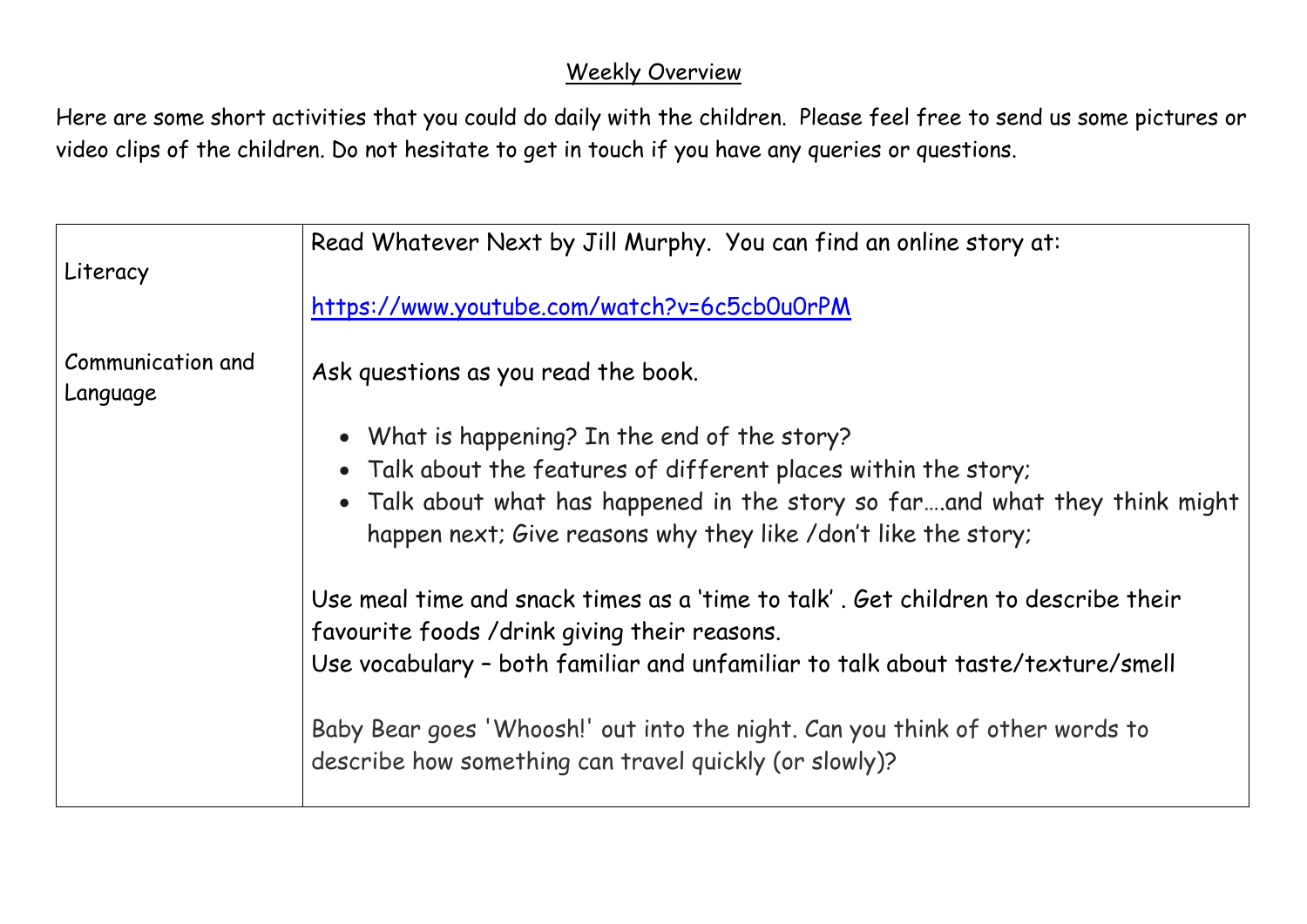## Weekly Overview

Here are some short activities that you could do daily with the children. Please feel free to send us some pictures or video clips of the children. Do not hesitate to get in touch if you have any queries or questions.

| | |
|---|---|
| Literacy<br><br>Communication and Language | Read Whatever Next by Jill Murphy. You can find an online story at:<br><br>[https://www.youtube.com/watch?v=6c5cb0u0rPM](https://www.youtube.com/watch?v=6c5cb0u0rPM)<br><br>Ask questions as you read the book.<br><br>• What is happening? In the end of the story?<br>• Talk about the features of different places within the story;<br>• Talk about what has happened in the story so far….and what they think might happen next; Give reasons why they like /don't like the story;<br><br>Use meal time and snack times as a 'time to talk' . Get children to describe their favourite foods /drink giving their reasons.<br>Use vocabulary – both familiar and unfamiliar to talk about taste/texture/smell<br><br>Baby Bear goes 'Whoosh!' out into the night. Can you think of other words to describe how something can travel quickly (or slowly)? |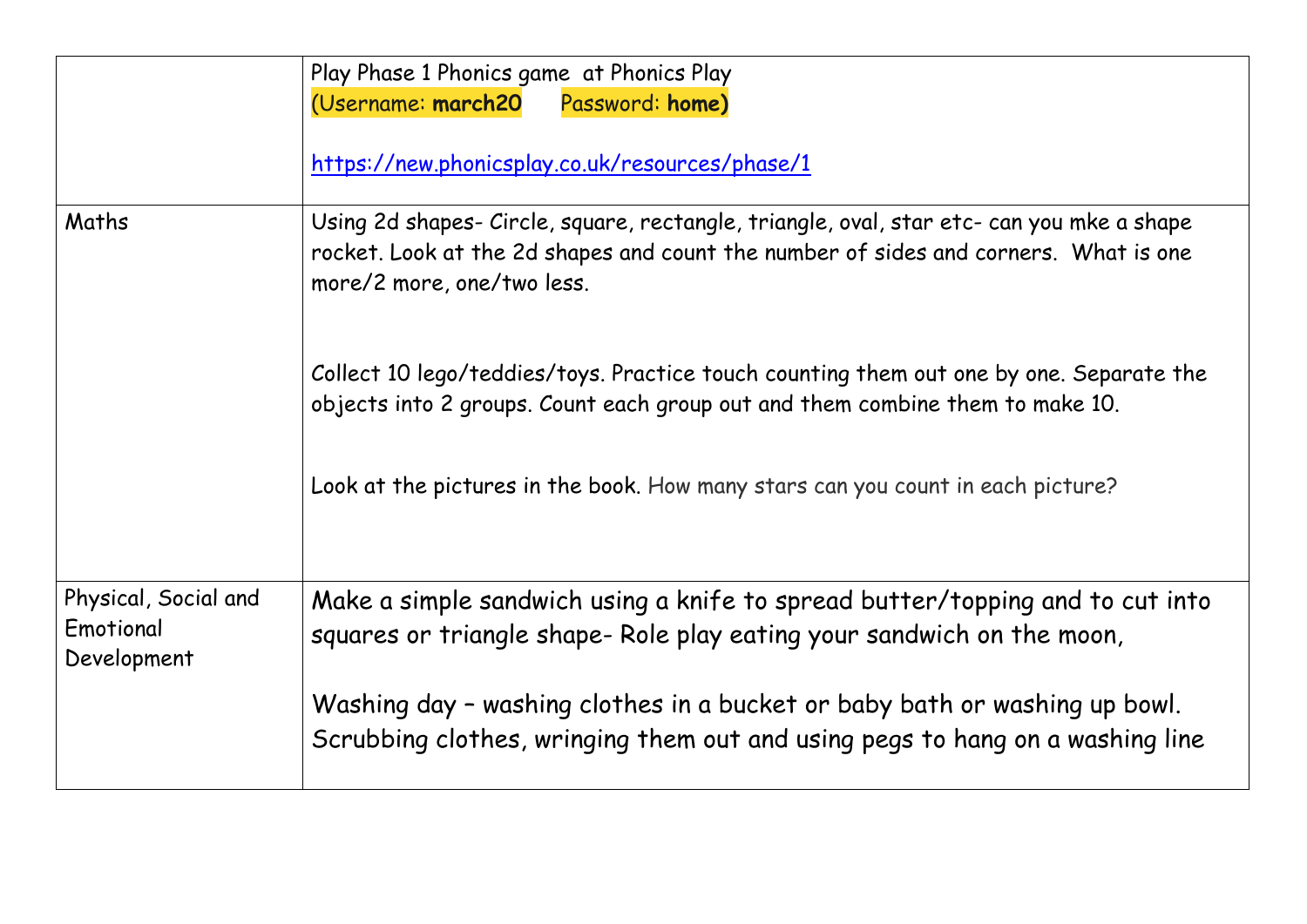| | |
|---|---|
| | Play Phase 1 Phonics game at Phonics Play<br>(Username: **march20** Password: **home)**<br><br>https://new.phonicsplay.co.uk/resources/phase/1 |
| Maths | Using 2d shapes- Circle, square, rectangle, triangle, oval, star etc- can you mke a shape rocket. Look at the 2d shapes and count the number of sides and corners. What is one more/2 more, one/two less.<br><br>Collect 10 lego/teddies/toys. Practice touch counting them out one by one. Separate the objects into 2 groups. Count each group out and them combine them to make 10.<br><br>Look at the pictures in the book. How many stars can you count in each picture? |
| Physical, Social and Emotional Development | Make a simple sandwich using a knife to spread butter/topping and to cut into squares or triangle shape- Role play eating your sandwich on the moon,<br><br>Washing day – washing clothes in a bucket or baby bath or washing up bowl. Scrubbing clothes, wringing them out and using pegs to hang on a washing line |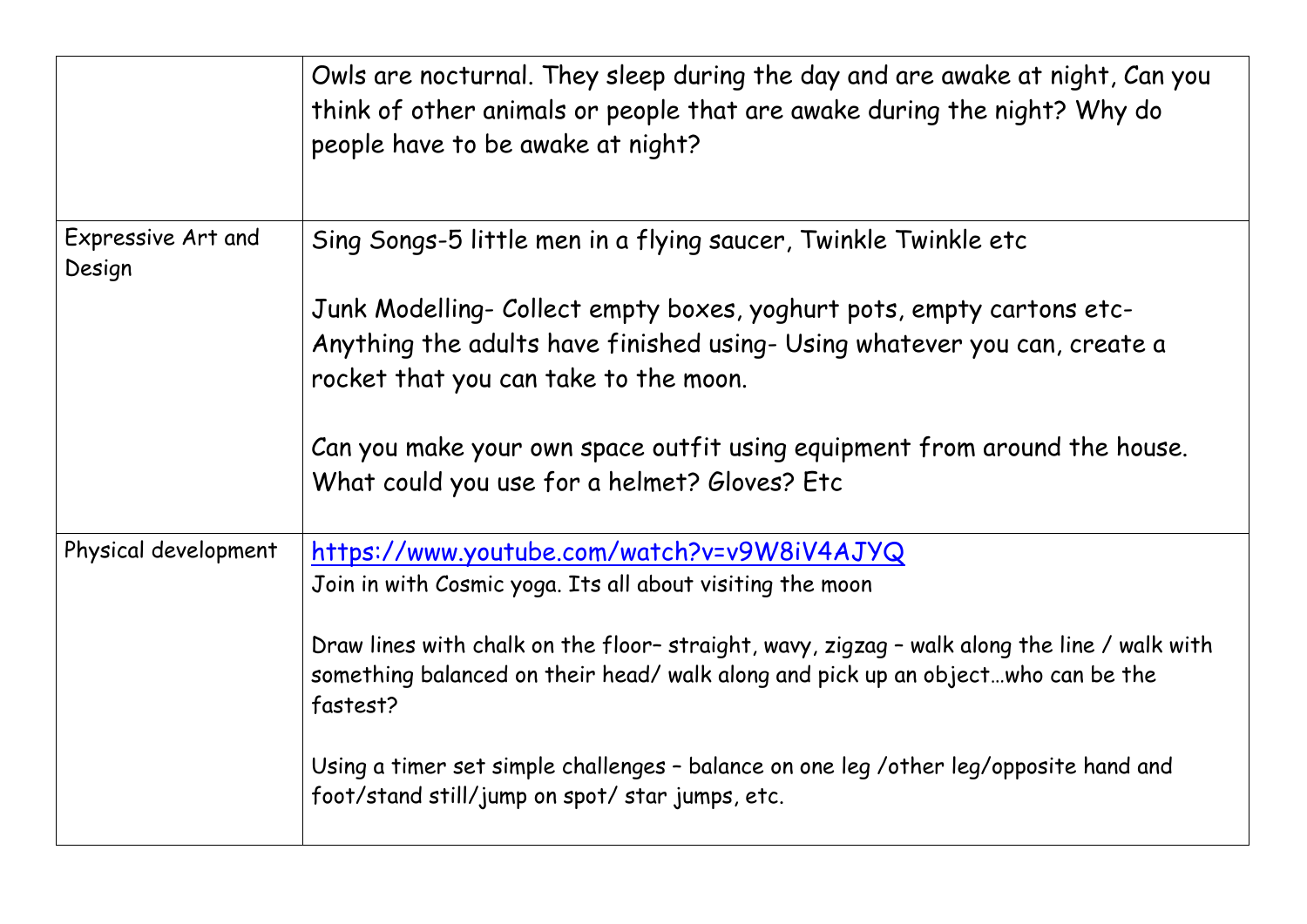| | |
|---|---|
| | Owls are nocturnal. They sleep during the day and are awake at night, Can you think of other animals or people that are awake during the night? Why do people have to be awake at night? |
| Expressive Art and Design | Sing Songs-5 little men in a flying saucer, Twinkle Twinkle etc<br><br>Junk Modelling- Collect empty boxes, yoghurt pots, empty cartons etc- Anything the adults have finished using- Using whatever you can, create a rocket that you can take to the moon.<br><br>Can you make your own space outfit using equipment from around the house. What could you use for a helmet? Gloves? Etc |
| Physical development | https://www.youtube.com/watch?v=v9W8iV4AJYQ<br>Join in with Cosmic yoga. Its all about visiting the moon<br><br>Draw lines with chalk on the floor– straight, wavy, zigzag – walk along the line / walk with something balanced on their head/ walk along and pick up an object…who can be the fastest?<br><br>Using a timer set simple challenges – balance on one leg /other leg/opposite hand and foot/stand still/jump on spot/ star jumps, etc. |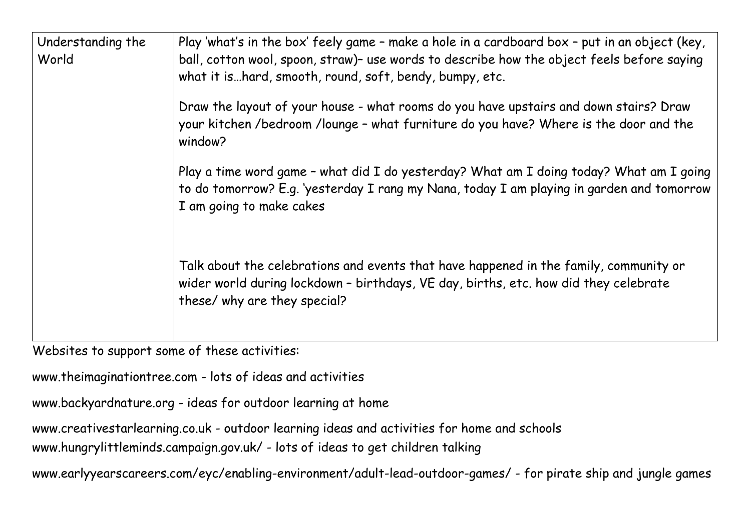| | |
|---|---|
| Understanding the World | Play 'what's in the box' feely game – make a hole in a cardboard box – put in an object (key, ball, cotton wool, spoon, straw)– use words to describe how the object feels before saying what it is…hard, smooth, round, soft, bendy, bumpy, etc.<br><br>Draw the layout of your house - what rooms do you have upstairs and down stairs? Draw your kitchen /bedroom /lounge – what furniture do you have? Where is the door and the window?<br><br>Play a time word game – what did I do yesterday? What am I doing today? What am I going to do tomorrow? E.g. 'yesterday I rang my Nana, today I am playing in garden and tomorrow I am going to make cakes<br><br>Talk about the celebrations and events that have happened in the family, community or wider world during lockdown – birthdays, VE day, births, etc. how did they celebrate these/ why are they special? |

Websites to support some of these activities:

www.theimaginationtree.com - lots of ideas and activities

www.backyardnature.org - ideas for outdoor learning at home

www.creativestarlearning.co.uk - outdoor learning ideas and activities for home and schools

www.hungrylittleminds.campaign.gov.uk/ - lots of ideas to get children talking

www.earlyyearscareers.com/eyc/enabling-environment/adult-lead-outdoor-games/ - for pirate ship and jungle games